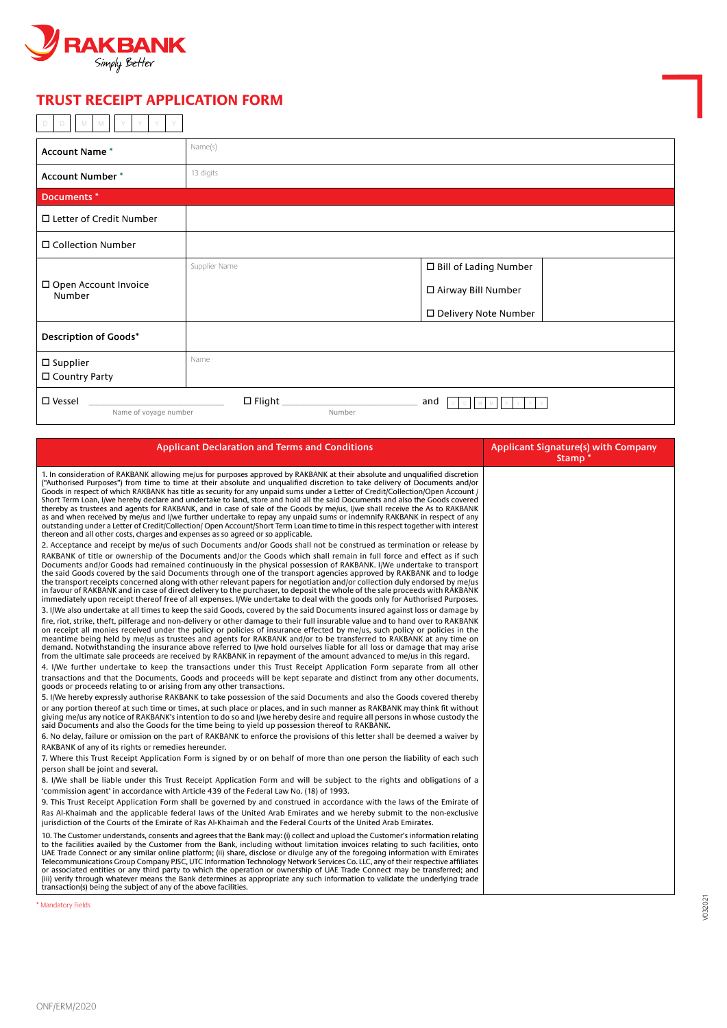RAKBANK
Simply Better

# TRUST RECEIPT APPLICATION FORM

D D / M M / Y Y Y Y

| | | | |
|---|---|---|---|
| **Account Name** * | Name(s) | | |
| **Account Number** * | 13 digits | | |
| **Documents** * | | | |
| ☐ Letter of Credit Number | | | |
| ☐ Collection Number | | | |
| ☐ Open Account Invoice Number | Supplier Name | ☐ Bill of Lading Number<br>☐ Airway Bill Number<br>☐ Delivery Note Number | |
| **Description of Goods*** | | | |
| ☐ Supplier<br>☐ Country Party | Name | | |
| ☐ Vessel ______ (Name of voyage number) | ☐ Flight ______ (Number) | and D D M M Y Y Y Y | |

| Applicant Declaration and Terms and Conditions | Applicant Signature(s) with Company Stamp * |
|---|---|
| 1. In consideration of RAKBANK allowing me/us for purposes approved by RAKBANK at their absolute and unqualified discretion ("Authorised Purposes") from time to time at their absolute and unqualified discretion to take delivery of Documents and/or Goods in respect of which RAKBANK has title as security for any unpaid sums under a Letter of Credit/Collection/Open Account / Short Term Loan, I/we hereby declare and undertake to land, store and hold all the said Documents and also the Goods covered thereby as trustees and agents for RAKBANK, and in case of sale of the Goods by me/us, I/we shall receive the As to RAKBANK as and when received by me/us and I/we further undertake to repay any unpaid sums or indemnify RAKBANK in respect of any outstanding under a Letter of Credit/Collection/ Open Account/Short Term Loan time to time in this respect together with interest thereon and all other costs, charges and expenses as so agreed or so applicable. | |
| 2. Acceptance and receipt by me/us of such Documents and/or Goods shall not be construed as termination or release by RAKBANK of title or ownership of the Documents and/or the Goods which shall remain in full force and effect as if such Documents and/or Goods had remained continuously in the physical possession of RAKBANK. I/We undertake to transport the said Goods covered by the said Documents through one of the transport agencies approved by RAKBANK and to lodge the transport receipts concerned along with other relevant papers for negotiation and/or collection duly endorsed by me/us in favour of RAKBANK and in case of direct delivery to the purchaser, to deposit the whole of the sale proceeds with RAKBANK immediately upon receipt thereof free of all expenses. I/We undertake to deal with the goods only for Authorised Purposes. | |
| 3. I/We also undertake at all times to keep the said Goods, covered by the said Documents insured against loss or damage by fire, riot, strike, theft, pilferage and non-delivery or other damage to their full insurable value and to hand over to RAKBANK on receipt all monies received under the policy or policies of insurance effected by me/us, such policy or policies in the meantime being held by me/us as trustees and agents for RAKBANK and/or to be transferred to RAKBANK at any time on demand. Notwithstanding the insurance above referred to I/we hold ourselves liable for all loss or damage that may arise from the ultimate sale proceeds are received by RAKBANK in repayment of the amount advanced to me/us in this regard. | |
| 4. I/We further undertake to keep the transactions under this Trust Receipt Application Form separate from all other transactions and that the Documents, Goods and proceeds will be kept separate and distinct from any other documents, goods or proceeds relating to or arising from any other transactions. | |
| 5. I/We hereby expressly authorise RAKBANK to take possession of the said Documents and also the Goods covered thereby or any portion thereof at such time or times, at such place or places, and in such manner as RAKBANK may think fit without giving me/us any notice of RAKBANK's intention to do so and I/we hereby desire and require all persons in whose custody the said Documents and also the Goods for the time being to yield up possession thereof to RAKBANK. | |
| 6. No delay, failure or omission on the part of RAKBANK to enforce the provisions of this letter shall be deemed a waiver by RAKBANK of any of its rights or remedies hereunder. | |
| 7. Where this Trust Receipt Application Form is signed by or on behalf of more than one person the liability of each such person shall be joint and several. | |
| 8. I/We shall be liable under this Trust Receipt Application Form and will be subject to the rights and obligations of a 'commission agent' in accordance with Article 439 of the Federal Law No. (18) of 1993. | |
| 9. This Trust Receipt Application Form shall be governed by and construed in accordance with the laws of the Emirate of Ras Al-Khaimah and the applicable federal laws of the United Arab Emirates and we hereby submit to the non-exclusive jurisdiction of the Courts of the Emirate of Ras Al-Khaimah and the Federal Courts of the United Arab Emirates. | |
| 10. The Customer understands, consents and agrees that the Bank may: (i) collect and upload the Customer's information relating to the facilities availed by the Customer from the Bank, including without limitation invoices relating to such facilities, onto UAE Trade Connect or any similar online platform; (ii) share, disclose or divulge any of the foregoing information with Emirates Telecommunications Group Company PJSC, UTC Information Technology Network Services Co. LLC, any of their respective affiliates or associated entities or any third party to which the operation or ownership of UAE Trade Connect may be transferred; and (iii) verify through whatever means the Bank determines as appropriate any such information to validate the underlying trade transaction(s) being the subject of any of the above facilities. | |

\* Mandatory Fields

ONF/ERM/2020

V032021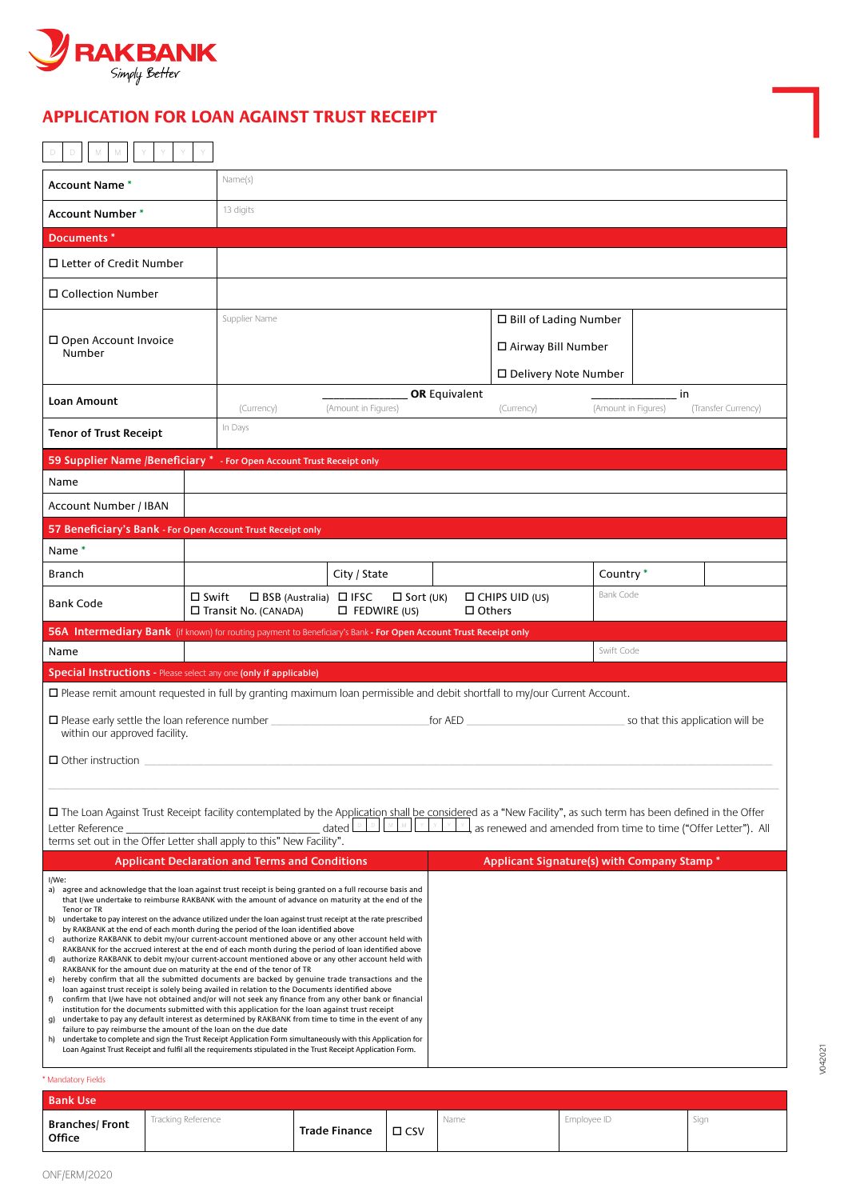RAKBANK
Simply Better

# APPLICATION FOR LOAN AGAINST TRUST RECEIPT

D D M M Y Y Y Y

| | | | |
|---|---|---|---|
| **Account Name** * | Name(s) | | |
| **Account Number** * | 13 digits | | |
| **Documents** * | | | |
| ☐ Letter of Credit Number | | | |
| ☐ Collection Number | | | |
| ☐ Open Account Invoice Number | Supplier Name | ☐ Bill of Lading Number<br>☐ Airway Bill Number<br>☐ Delivery Note Number | |
| **Loan Amount** | (Currency) ______________ (Amount in Figures) **OR** Equivalent | (Currency) ______________ (Amount in Figures) in (Transfer Currency) | |
| **Tenor of Trust Receipt** | In Days | | |

**59 Supplier Name /Beneficiary** * - **For Open Account Trust Receipt only**

| | |
|---|---|
| Name | |
| Account Number / IBAN | |

**57 Beneficiary's Bank - For Open Account Trust Receipt only**

| | | | | | |
|---|---|---|---|---|---|
| Name * | | | | | |
| Branch | | City / State | | Country * | |
| Bank Code | ☐ Swift ☐ BSB (Australia) ☐ IFSC ☐ Sort (UK) ☐ CHIPS UID (US)<br>☐ Transit No. (CANADA) ☐ FEDWIRE (US) ☐ Others | | | Bank Code | |

**56A Intermediary Bank** (if known) for routing payment to Beneficiary's Bank - **For Open Account Trust Receipt only**

| | | |
|---|---|---|
| Name | | Swift Code |

**Special Instructions** - Please select any one **(only if applicable)**

☐ Please remit amount requested in full by granting maximum loan permissible and debit shortfall to my/our Current Account.

☐ Please early settle the loan reference number ______________________ for AED ______________________ so that this application will be within our approved facility.

☐ Other instruction ____________________________________________

☐ The Loan Against Trust Receipt facility contemplated by the Application shall be considered as a "New Facility", as such term has been defined in the Offer Letter Reference ______________________ dated D D M M Y Y Y Y, as renewed and amended from time to time ("Offer Letter"). All terms set out in the Offer Letter shall apply to this" New Facility".

| Applicant Declaration and Terms and Conditions | Applicant Signature(s) with Company Stamp * |
|---|---|
| I/We:<br>a) agree and acknowledge that the loan against trust receipt is being granted on a full recourse basis and that I/we undertake to reimburse RAKBANK with the amount of advance on maturity at the end of the Tenor or TR<br>b) undertake to pay interest on the advance utilized under the loan against trust receipt at the rate prescribed by RAKBANK at the end of each month during the period of the loan identified above<br>c) authorize RAKBANK to debit my/our current-account mentioned above or any other account held with RAKBANK for the accrued interest at the end of each month during the period of loan identified above<br>d) authorize RAKBANK to debit my/our current-account mentioned above or any other account held with RAKBANK for the amount due on maturity at the end of the tenor of TR<br>e) hereby confirm that all the submitted documents are backed by genuine trade transactions and the loan against trust receipt is solely being availed in relation to the Documents identified above<br>f) confirm that I/we have not obtained and/or will not seek any finance from any other bank or financial institution for the documents submitted with this application for the loan against trust receipt<br>g) undertake to pay any default interest as determined by RAKBANK from time to time in the event of any failure to pay reimburse the amount of the loan on the due date<br>h) undertake to complete and sign the Trust Receipt Application Form simultaneously with this Application for Loan Against Trust Receipt and fulfil all the requirements stipulated in the Trust Receipt Application Form. | |

* Mandatory Fields

**Bank Use**

| | | | | | | |
|---|---|---|---|---|---|---|
| **Branches/ Front Office** | Tracking Reference | **Trade Finance** | ☐ CSV | Name | Employee ID | Sign |

V042021

ONF/ERM/2020